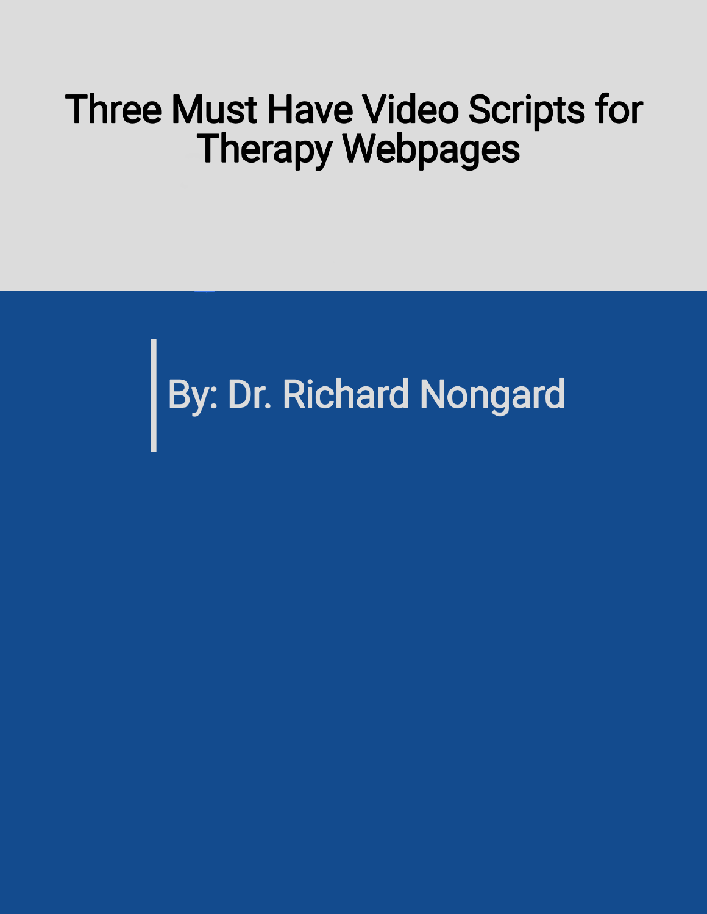# Three Must Have Video Scripts for Therapy Webpages

By: Dr. Richard Nongard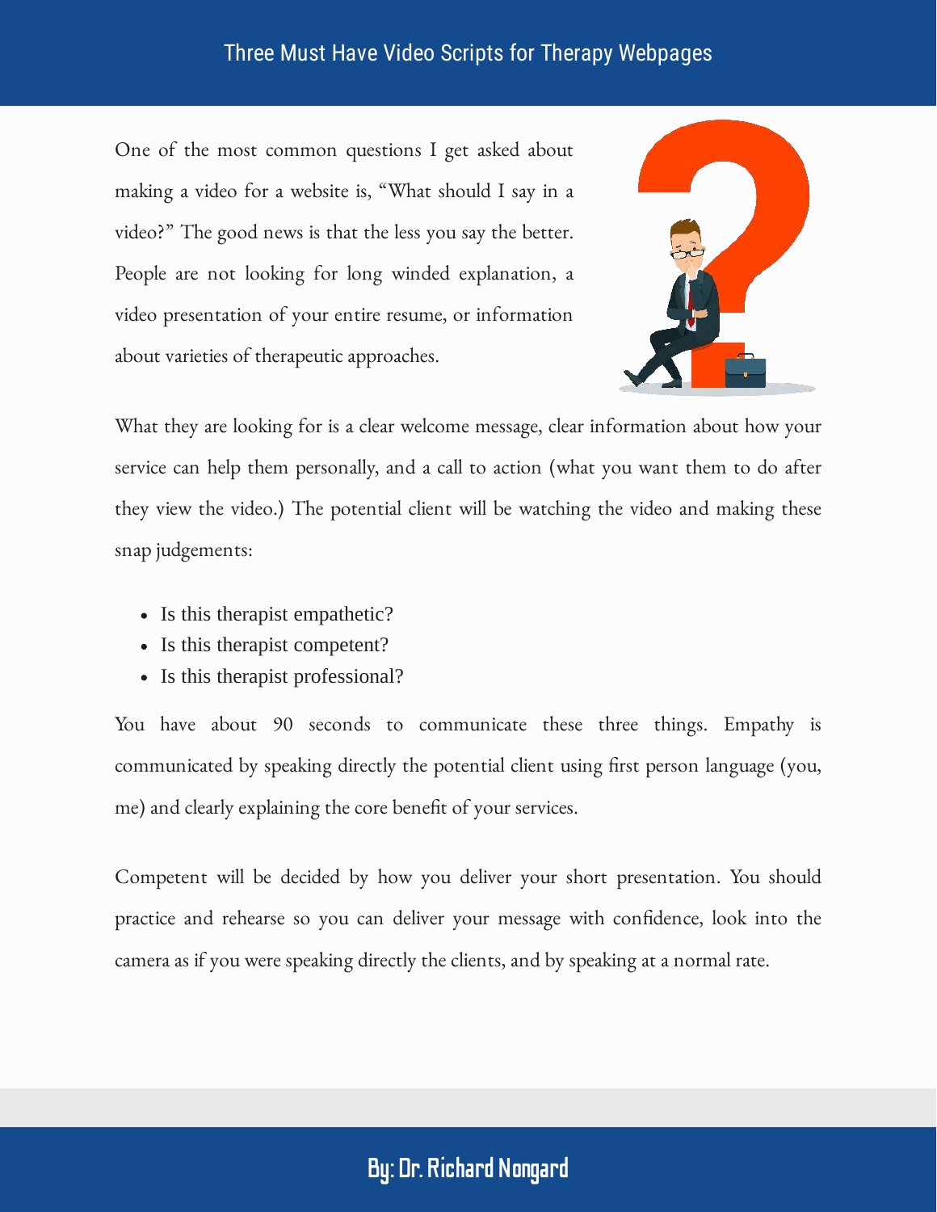One of the most common questions I get asked about making a video for a website is, “What should I say in a video?” The good news is that the less you say the better. People are not looking for long winded explanation, a video presentation of your entire resume, or information about varieties of therapeutic approaches.

What they are looking for is a clear welcome message, clear information about how your service can help them personally, and a call to action (what you want them to do after they view the video.) The potential client will be watching the video and making these snap judgements:

- Is this therapist empathetic?
- Is this therapist competent?
- Is this therapist professional?

You have about 90 seconds to communicate these three things. Empathy is communicated by speaking directly the potential client using first person language (you, me) and clearly explaining the core benefit of your services.

Competent will be decided by how you deliver your short presentation. You should practice and rehearse so you can deliver your message with confidence, look into the camera as if you were speaking directly the clients, and by speaking at a normal rate.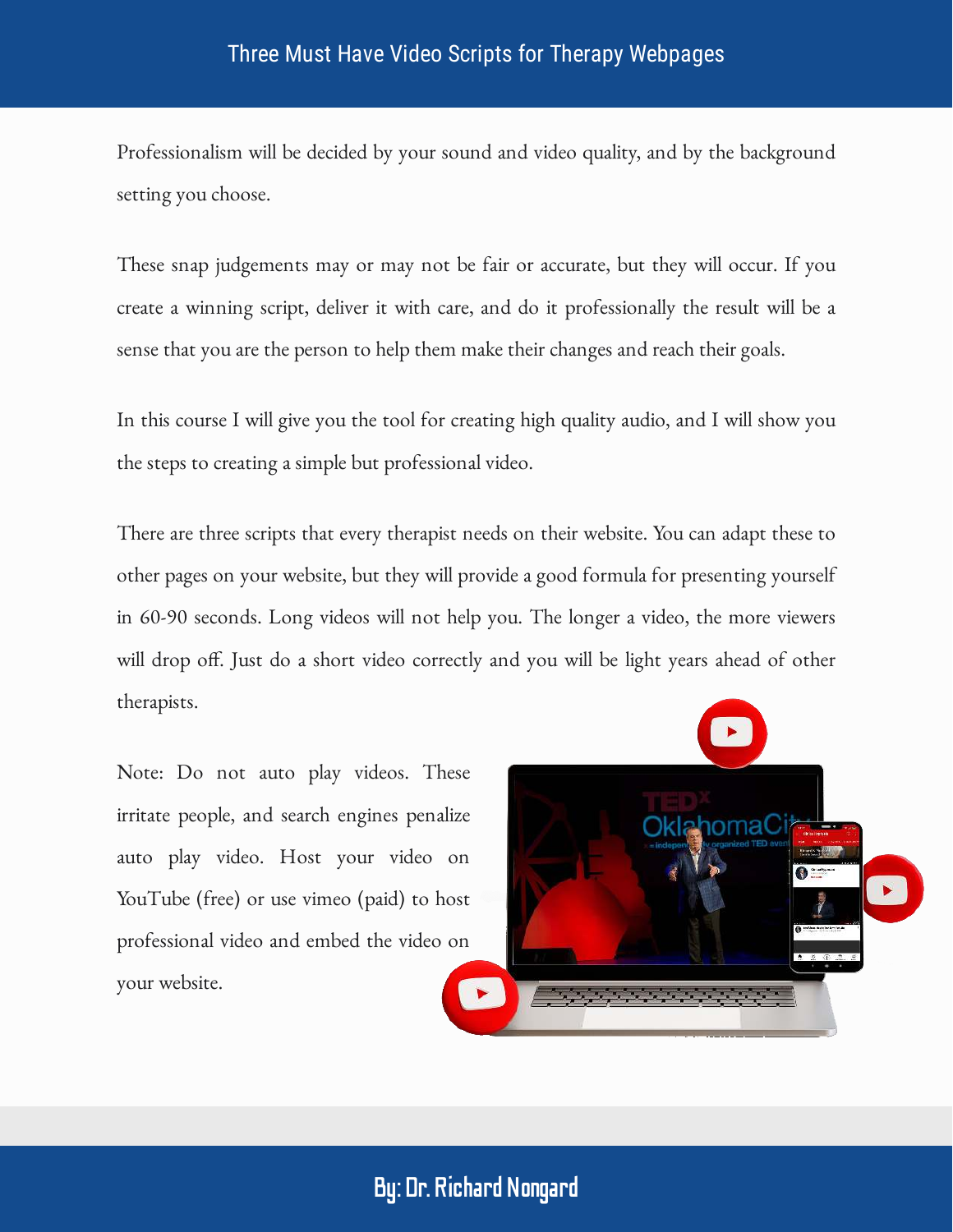Professionalism will be decided by your sound and video quality, and by the background setting you choose.

These snap judgements may or may not be fair or accurate, but they will occur. If you create a winning script, deliver it with care, and do it professionally the result will be a sense that you are the person to help them make their changes and reach their goals.

In this course I will give you the tool for creating high quality audio, and I will show you the steps to creating a simple but professional video.

There are three scripts that every therapist needs on their website. You can adapt these to other pages on your website, but they will provide a good formula for presenting yourself in 60-90 seconds. Long videos will not help you. The longer a video, the more viewers will drop off. Just do a short video correctly and you will be light years ahead of other therapists.

Note: Do not auto play videos. These irritate people, and search engines penalize auto play video. Host your video on YouTube (free) or use vimeo (paid) to host professional video and embed the video on your website.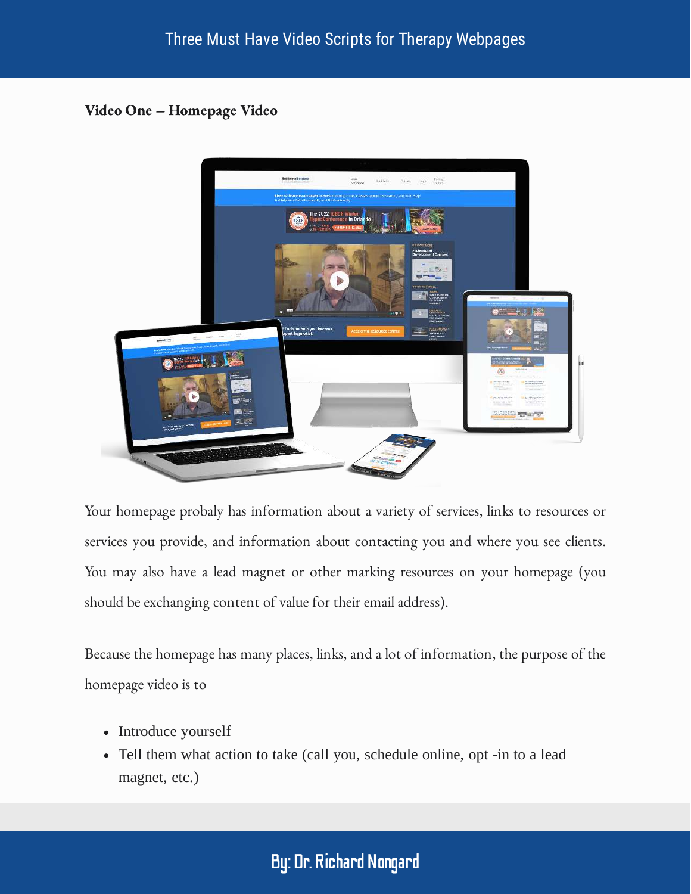**Video One – Homepage Video**

Your homepage probaly has information about a variety of services, links to resources or services you provide, and information about contacting you and where you see clients. You may also have a lead magnet or other marking resources on your homepage (you should be exchanging content of value for their email address).

Because the homepage has many places, links, and a lot of information, the purpose of the homepage video is to

- Introduce yourself
- Tell them what action to take (call you, schedule online, opt -in to a lead magnet, etc.)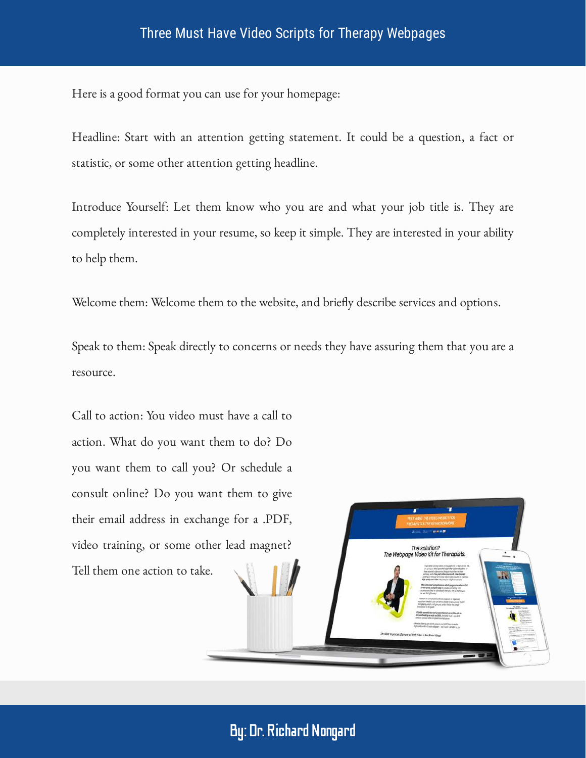Here is a good format you can use for your homepage:

Headline: Start with an attention getting statement. It could be a question, a fact or statistic, or some other attention getting headline.

Introduce Yourself: Let them know who you are and what your job title is. They are completely interested in your resume, so keep it simple. They are interested in your ability to help them.

Welcome them: Welcome them to the website, and briefly describe services and options.

Speak to them: Speak directly to concerns or needs they have assuring them that you are a resource.

Call to action: You video must have a call to action. What do you want them to do? Do you want them to call you? Or schedule a consult online? Do you want them to give their email address in exchange for a .PDF, video training, or some other lead magnet? Tell them one action to take.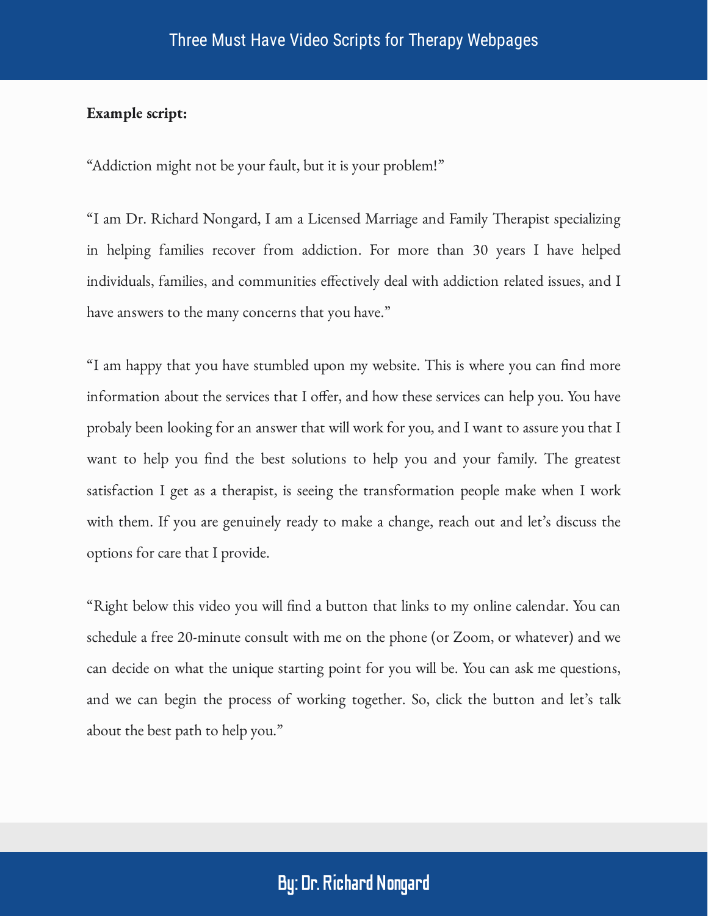**Example script:**

“Addiction might not be your fault, but it is your problem!”

“I am Dr. Richard Nongard, I am a Licensed Marriage and Family Therapist specializing in helping families recover from addiction. For more than 30 years I have helped individuals, families, and communities effectively deal with addiction related issues, and I have answers to the many concerns that you have.”

“I am happy that you have stumbled upon my website. This is where you can find more information about the services that I offer, and how these services can help you. You have probaly been looking for an answer that will work for you, and I want to assure you that I want to help you find the best solutions to help you and your family. The greatest satisfaction I get as a therapist, is seeing the transformation people make when I work with them. If you are genuinely ready to make a change, reach out and let’s discuss the options for care that I provide.

“Right below this video you will find a button that links to my online calendar. You can schedule a free 20-minute consult with me on the phone (or Zoom, or whatever) and we can decide on what the unique starting point for you will be. You can ask me questions, and we can begin the process of working together. So, click the button and let’s talk about the best path to help you.”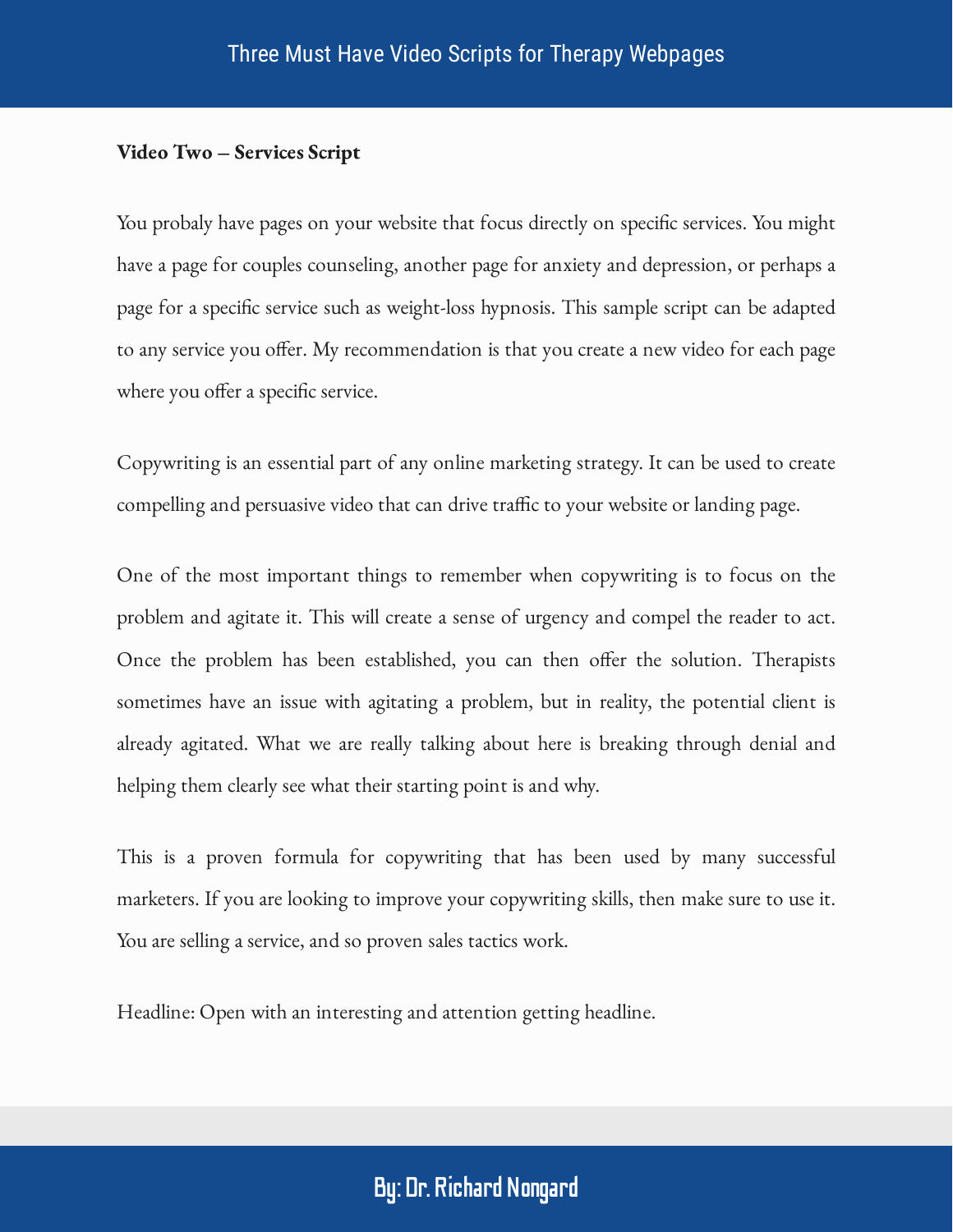**Video Two – Services Script**

You probaly have pages on your website that focus directly on specific services. You might have a page for couples counseling, another page for anxiety and depression, or perhaps a page for a specific service such as weight-loss hypnosis. This sample script can be adapted to any service you offer. My recommendation is that you create a new video for each page where you offer a specific service.

Copywriting is an essential part of any online marketing strategy. It can be used to create compelling and persuasive video that can drive traffic to your website or landing page.

One of the most important things to remember when copywriting is to focus on the problem and agitate it. This will create a sense of urgency and compel the reader to act. Once the problem has been established, you can then offer the solution. Therapists sometimes have an issue with agitating a problem, but in reality, the potential client is already agitated. What we are really talking about here is breaking through denial and helping them clearly see what their starting point is and why.

This is a proven formula for copywriting that has been used by many successful marketers. If you are looking to improve your copywriting skills, then make sure to use it. You are selling a service, and so proven sales tactics work.

Headline: Open with an interesting and attention getting headline.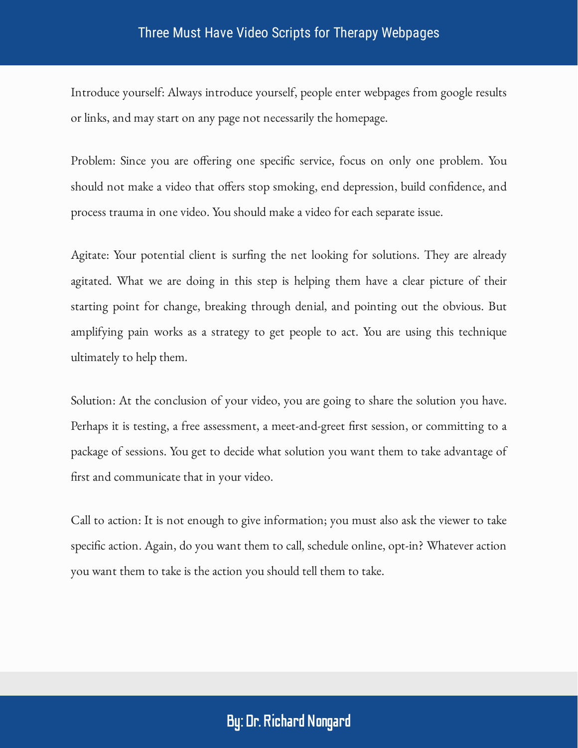Introduce yourself: Always introduce yourself, people enter webpages from google results or links, and may start on any page not necessarily the homepage.

Problem: Since you are offering one specific service, focus on only one problem. You should not make a video that offers stop smoking, end depression, build confidence, and process trauma in one video. You should make a video for each separate issue.

Agitate: Your potential client is surfing the net looking for solutions. They are already agitated. What we are doing in this step is helping them have a clear picture of their starting point for change, breaking through denial, and pointing out the obvious. But amplifying pain works as a strategy to get people to act. You are using this technique ultimately to help them.

Solution: At the conclusion of your video, you are going to share the solution you have. Perhaps it is testing, a free assessment, a meet-and-greet first session, or committing to a package of sessions. You get to decide what solution you want them to take advantage of first and communicate that in your video.

Call to action: It is not enough to give information; you must also ask the viewer to take specific action. Again, do you want them to call, schedule online, opt-in? Whatever action you want them to take is the action you should tell them to take.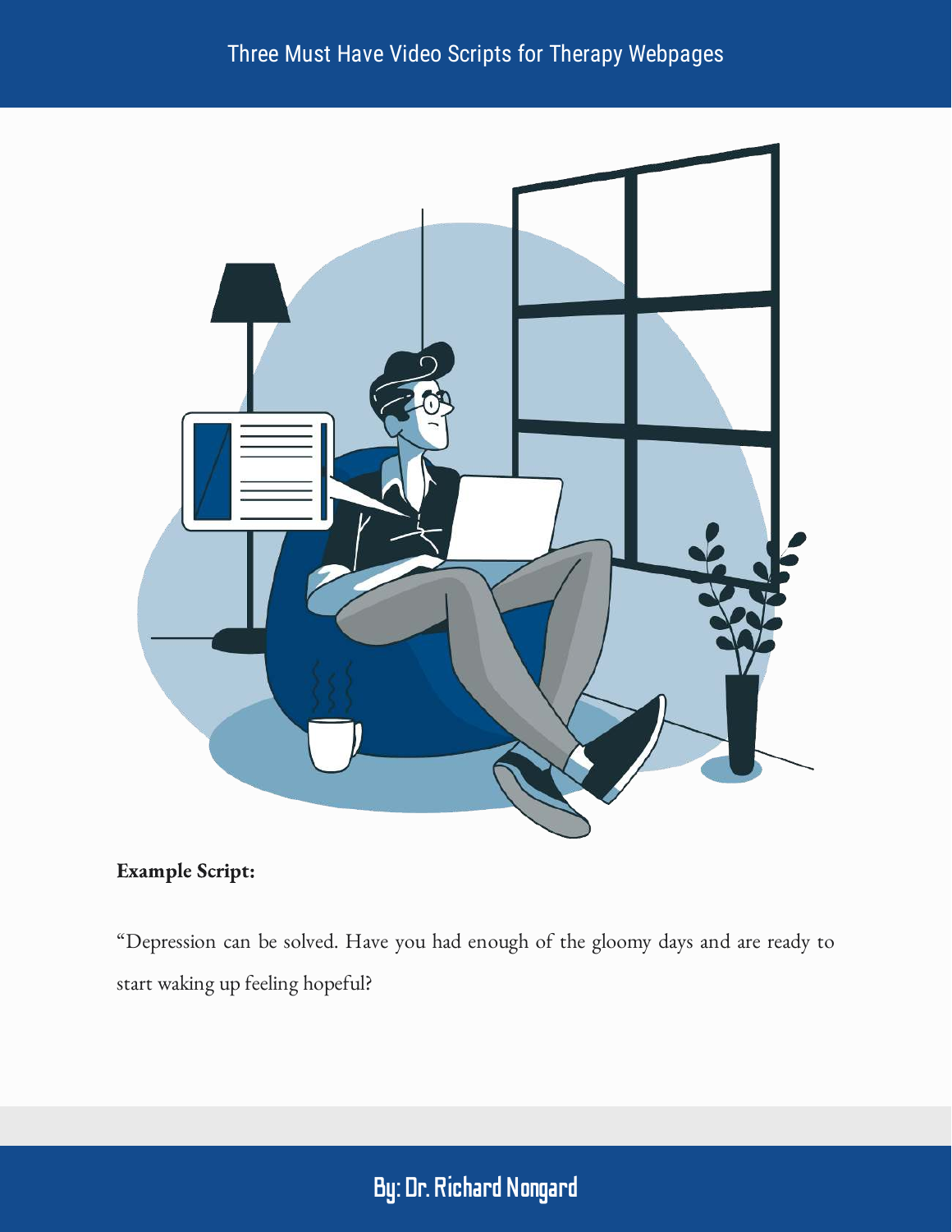**Example Script:**

“Depression can be solved. Have you had enough of the gloomy days and are ready to start waking up feeling hopeful?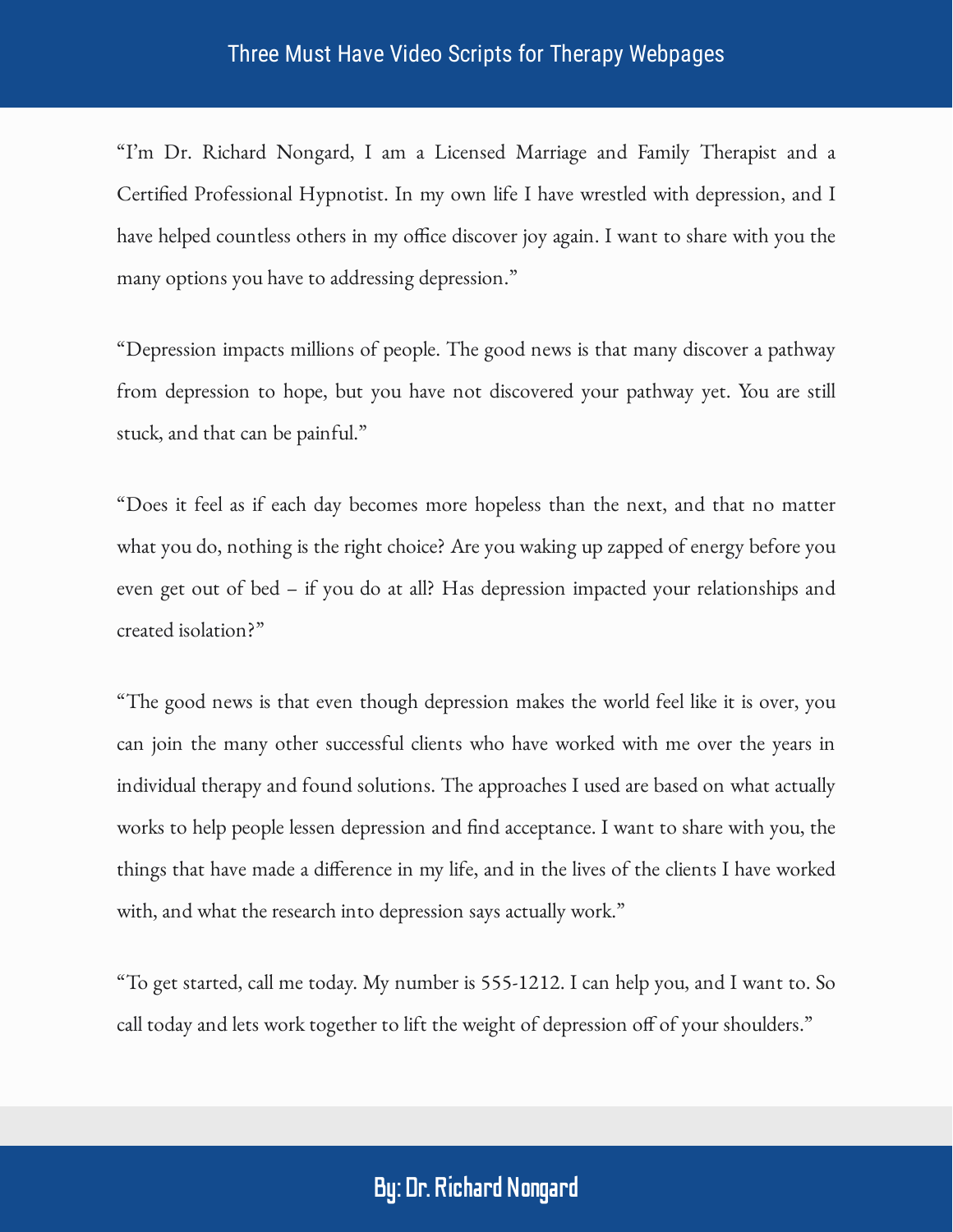"I'm Dr. Richard Nongard, I am a Licensed Marriage and Family Therapist and a Certified Professional Hypnotist. In my own life I have wrestled with depression, and I have helped countless others in my office discover joy again. I want to share with you the many options you have to addressing depression."

"Depression impacts millions of people. The good news is that many discover a pathway from depression to hope, but you have not discovered your pathway yet. You are still stuck, and that can be painful."

"Does it feel as if each day becomes more hopeless than the next, and that no matter what you do, nothing is the right choice? Are you waking up zapped of energy before you even get out of bed – if you do at all? Has depression impacted your relationships and created isolation?"

"The good news is that even though depression makes the world feel like it is over, you can join the many other successful clients who have worked with me over the years in individual therapy and found solutions. The approaches I used are based on what actually works to help people lessen depression and find acceptance. I want to share with you, the things that have made a difference in my life, and in the lives of the clients I have worked with, and what the research into depression says actually work."

"To get started, call me today. My number is 555-1212. I can help you, and I want to. So call today and lets work together to lift the weight of depression off of your shoulders."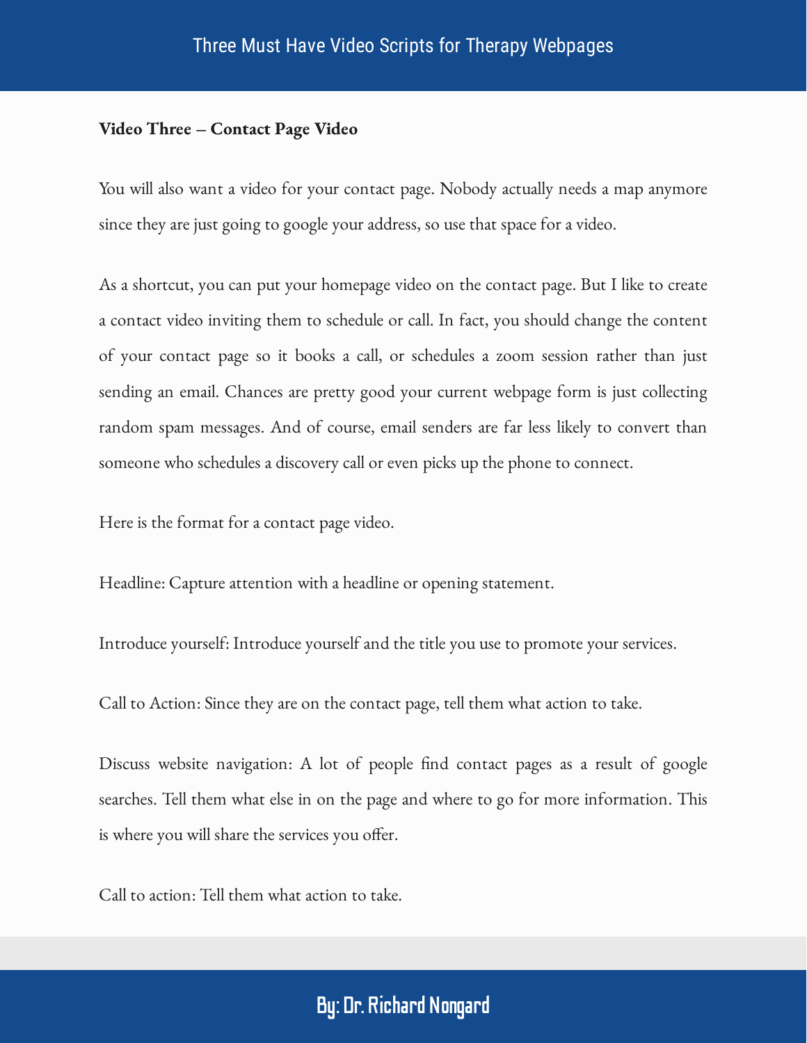**Video Three – Contact Page Video**

You will also want a video for your contact page. Nobody actually needs a map anymore since they are just going to google your address, so use that space for a video.

As a shortcut, you can put your homepage video on the contact page. But I like to create a contact video inviting them to schedule or call. In fact, you should change the content of your contact page so it books a call, or schedules a zoom session rather than just sending an email. Chances are pretty good your current webpage form is just collecting random spam messages. And of course, email senders are far less likely to convert than someone who schedules a discovery call or even picks up the phone to connect.

Here is the format for a contact page video.

Headline: Capture attention with a headline or opening statement.

Introduce yourself: Introduce yourself and the title you use to promote your services.

Call to Action: Since they are on the contact page, tell them what action to take.

Discuss website navigation: A lot of people find contact pages as a result of google searches. Tell them what else in on the page and where to go for more information. This is where you will share the services you offer.

Call to action: Tell them what action to take.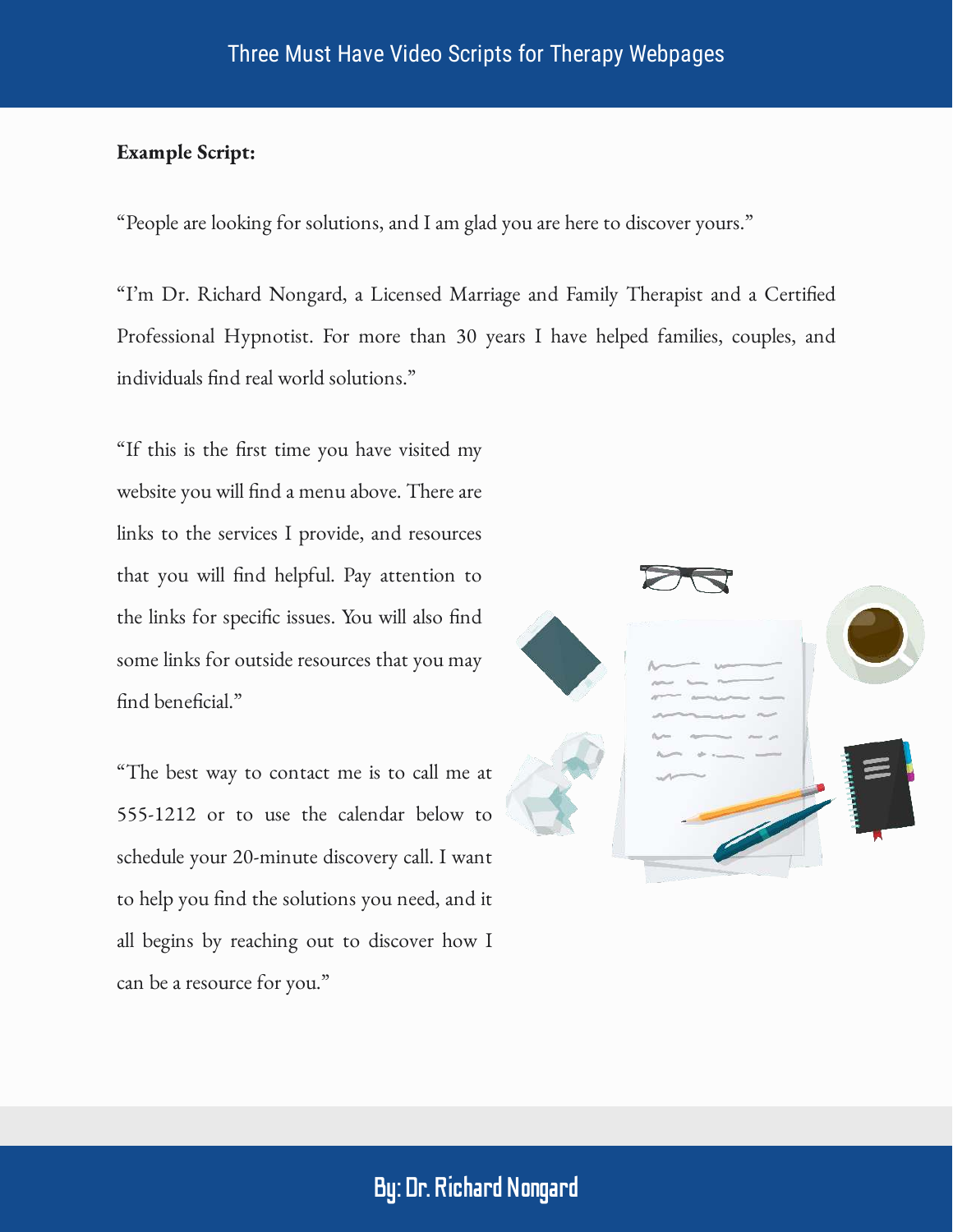**Example Script:**

“People are looking for solutions, and I am glad you are here to discover yours.”

“I’m Dr. Richard Nongard, a Licensed Marriage and Family Therapist and a Certified Professional Hypnotist. For more than 30 years I have helped families, couples, and individuals find real world solutions.”

“If this is the first time you have visited my website you will find a menu above. There are links to the services I provide, and resources that you will find helpful. Pay attention to the links for specific issues. You will also find some links for outside resources that you may find beneficial.”

“The best way to contact me is to call me at 555-1212 or to use the calendar below to schedule your 20-minute discovery call. I want to help you find the solutions you need, and it all begins by reaching out to discover how I can be a resource for you.”